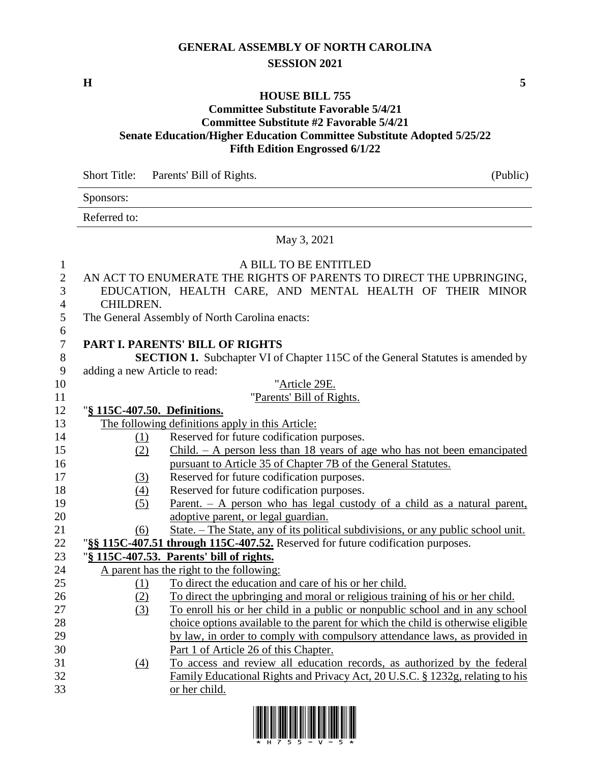# GENERAL ASSEMBLY OF NORTH CAROLINA
## SESSION 2021

**H** **5**

### HOUSE BILL 755
**Committee Substitute Favorable 5/4/21**
**Committee Substitute #2 Favorable 5/4/21**
**Senate Education/Higher Education Committee Substitute Adopted 5/25/22**
**Fifth Edition Engrossed 6/1/22**

Short Title: Parents' Bill of Rights. (Public)

Sponsors:

Referred to:

May 3, 2021

A BILL TO BE ENTITLED

AN ACT TO ENUMERATE THE RIGHTS OF PARENTS TO DIRECT THE UPBRINGING, EDUCATION, HEALTH CARE, AND MENTAL HEALTH OF THEIR MINOR CHILDREN.

The General Assembly of North Carolina enacts:

**PART I. PARENTS' BILL OF RIGHTS**

**SECTION 1.** Subchapter VI of Chapter 115C of the General Statutes is amended by adding a new Article to read:

"Article 29E.

"Parents' Bill of Rights.

"**§ 115C-407.50. Definitions.**

The following definitions apply in this Article:

(1) Reserved for future codification purposes.

(2) Child. – A person less than 18 years of age who has not been emancipated pursuant to Article 35 of Chapter 7B of the General Statutes.

(3) Reserved for future codification purposes.

(4) Reserved for future codification purposes.

(5) Parent. – A person who has legal custody of a child as a natural parent, adoptive parent, or legal guardian.

(6) State. – The State, any of its political subdivisions, or any public school unit.

"**§§ 115C-407.51 through 115C-407.52.** Reserved for future codification purposes.

"**§ 115C-407.53. Parents' bill of rights.**

A parent has the right to the following:

(1) To direct the education and care of his or her child.

(2) To direct the upbringing and moral or religious training of his or her child.

(3) To enroll his or her child in a public or nonpublic school and in any school choice options available to the parent for which the child is otherwise eligible by law, in order to comply with compulsory attendance laws, as provided in Part 1 of Article 26 of this Chapter.

(4) To access and review all education records, as authorized by the federal Family Educational Rights and Privacy Act, 20 U.S.C. § 1232g, relating to his or her child.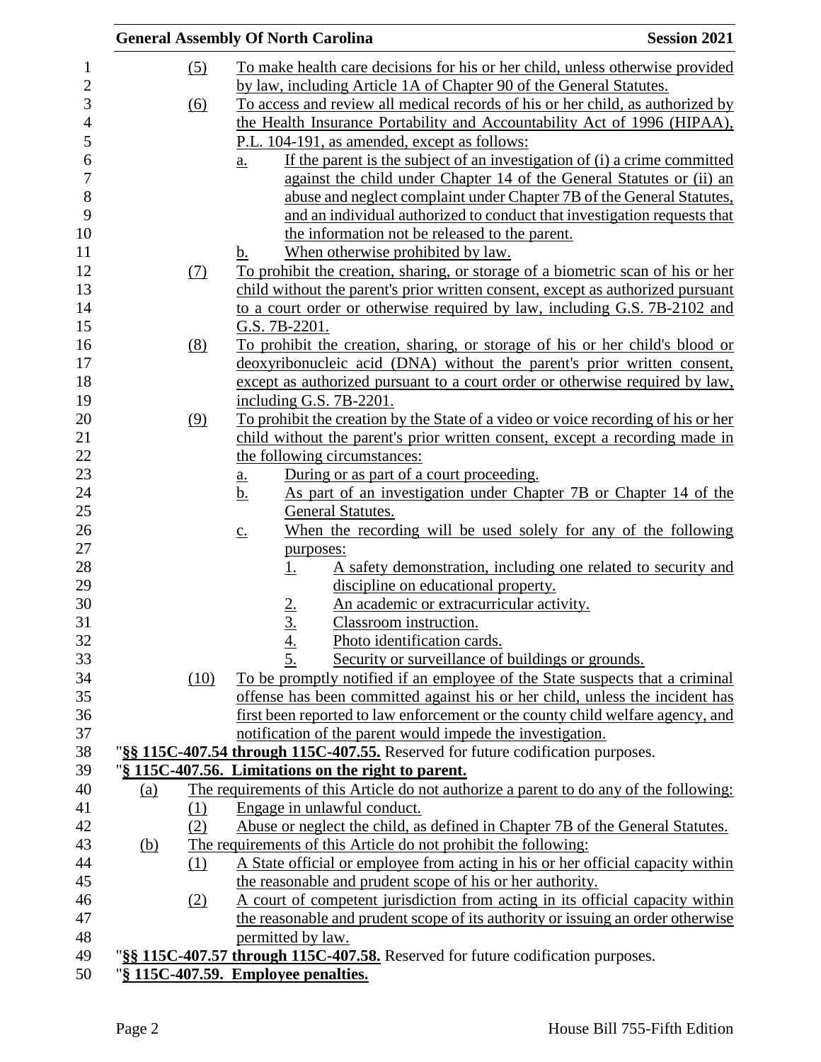(5) To make health care decisions for his or her child, unless otherwise provided by law, including Article 1A of Chapter 90 of the General Statutes.

(6) To access and review all medical records of his or her child, as authorized by the Health Insurance Portability and Accountability Act of 1996 (HIPAA), P.L. 104-191, as amended, except as follows:

a. If the parent is the subject of an investigation of (i) a crime committed against the child under Chapter 14 of the General Statutes or (ii) an abuse and neglect complaint under Chapter 7B of the General Statutes, and an individual authorized to conduct that investigation requests that the information not be released to the parent.

b. When otherwise prohibited by law.

(7) To prohibit the creation, sharing, or storage of a biometric scan of his or her child without the parent's prior written consent, except as authorized pursuant to a court order or otherwise required by law, including G.S. 7B-2102 and G.S. 7B-2201.

(8) To prohibit the creation, sharing, or storage of his or her child's blood or deoxyribonucleic acid (DNA) without the parent's prior written consent, except as authorized pursuant to a court order or otherwise required by law, including G.S. 7B-2201.

(9) To prohibit the creation by the State of a video or voice recording of his or her child without the parent's prior written consent, except a recording made in the following circumstances:

a. During or as part of a court proceeding.

b. As part of an investigation under Chapter 7B or Chapter 14 of the General Statutes.

c. When the recording will be used solely for any of the following purposes:

1. A safety demonstration, including one related to security and discipline on educational property.
2. An academic or extracurricular activity.
3. Classroom instruction.
4. Photo identification cards.
5. Security or surveillance of buildings or grounds.

(10) To be promptly notified if an employee of the State suspects that a criminal offense has been committed against his or her child, unless the incident has first been reported to law enforcement or the county child welfare agency, and notification of the parent would impede the investigation.

"**§§ 115C-407.54 through 115C-407.55.** Reserved for future codification purposes.

"**§ 115C-407.56. Limitations on the right to parent.**

(a) The requirements of this Article do not authorize a parent to do any of the following:

(1) Engage in unlawful conduct.

(2) Abuse or neglect the child, as defined in Chapter 7B of the General Statutes.

(b) The requirements of this Article do not prohibit the following:

(1) A State official or employee from acting in his or her official capacity within the reasonable and prudent scope of his or her authority.

(2) A court of competent jurisdiction from acting in its official capacity within the reasonable and prudent scope of its authority or issuing an order otherwise permitted by law.

"**§§ 115C-407.57 through 115C-407.58.** Reserved for future codification purposes.

"**§ 115C-407.59. Employee penalties.**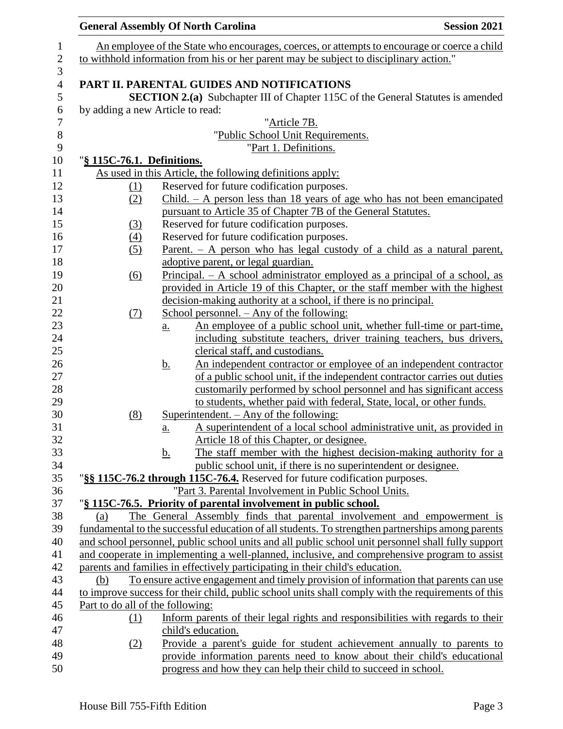An employee of the State who encourages, coerces, or attempts to encourage or coerce a child to withhold information from his or her parent may be subject to disciplinary action."

**PART II. PARENTAL GUIDES AND NOTIFICATIONS**

**SECTION 2.(a)** Subchapter III of Chapter 115C of the General Statutes is amended by adding a new Article to read:

"Article 7B.

"Public School Unit Requirements.

"Part 1. Definitions.

"**§ 115C-76.1. Definitions.**

As used in this Article, the following definitions apply:

(1) Reserved for future codification purposes.

(2) Child. – A person less than 18 years of age who has not been emancipated pursuant to Article 35 of Chapter 7B of the General Statutes.

(3) Reserved for future codification purposes.

(4) Reserved for future codification purposes.

(5) Parent. – A person who has legal custody of a child as a natural parent, adoptive parent, or legal guardian.

(6) Principal. – A school administrator employed as a principal of a school, as provided in Article 19 of this Chapter, or the staff member with the highest decision-making authority at a school, if there is no principal.

(7) School personnel. – Any of the following:

a. An employee of a public school unit, whether full-time or part-time, including substitute teachers, driver training teachers, bus drivers, clerical staff, and custodians.

b. An independent contractor or employee of an independent contractor of a public school unit, if the independent contractor carries out duties customarily performed by school personnel and has significant access to students, whether paid with federal, State, local, or other funds.

(8) Superintendent. – Any of the following:

a. A superintendent of a local school administrative unit, as provided in Article 18 of this Chapter, or designee.

b. The staff member with the highest decision-making authority for a public school unit, if there is no superintendent or designee.

"**§§ 115C-76.2 through 115C-76.4.** Reserved for future codification purposes.

"Part 3. Parental Involvement in Public School Units.

"**§ 115C-76.5. Priority of parental involvement in public school.**

(a) The General Assembly finds that parental involvement and empowerment is fundamental to the successful education of all students. To strengthen partnerships among parents and school personnel, public school units and all public school unit personnel shall fully support and cooperate in implementing a well-planned, inclusive, and comprehensive program to assist parents and families in effectively participating in their child's education.

(b) To ensure active engagement and timely provision of information that parents can use to improve success for their child, public school units shall comply with the requirements of this Part to do all of the following:

(1) Inform parents of their legal rights and responsibilities with regards to their child's education.

(2) Provide a parent's guide for student achievement annually to parents to provide information parents need to know about their child's educational progress and how they can help their child to succeed in school.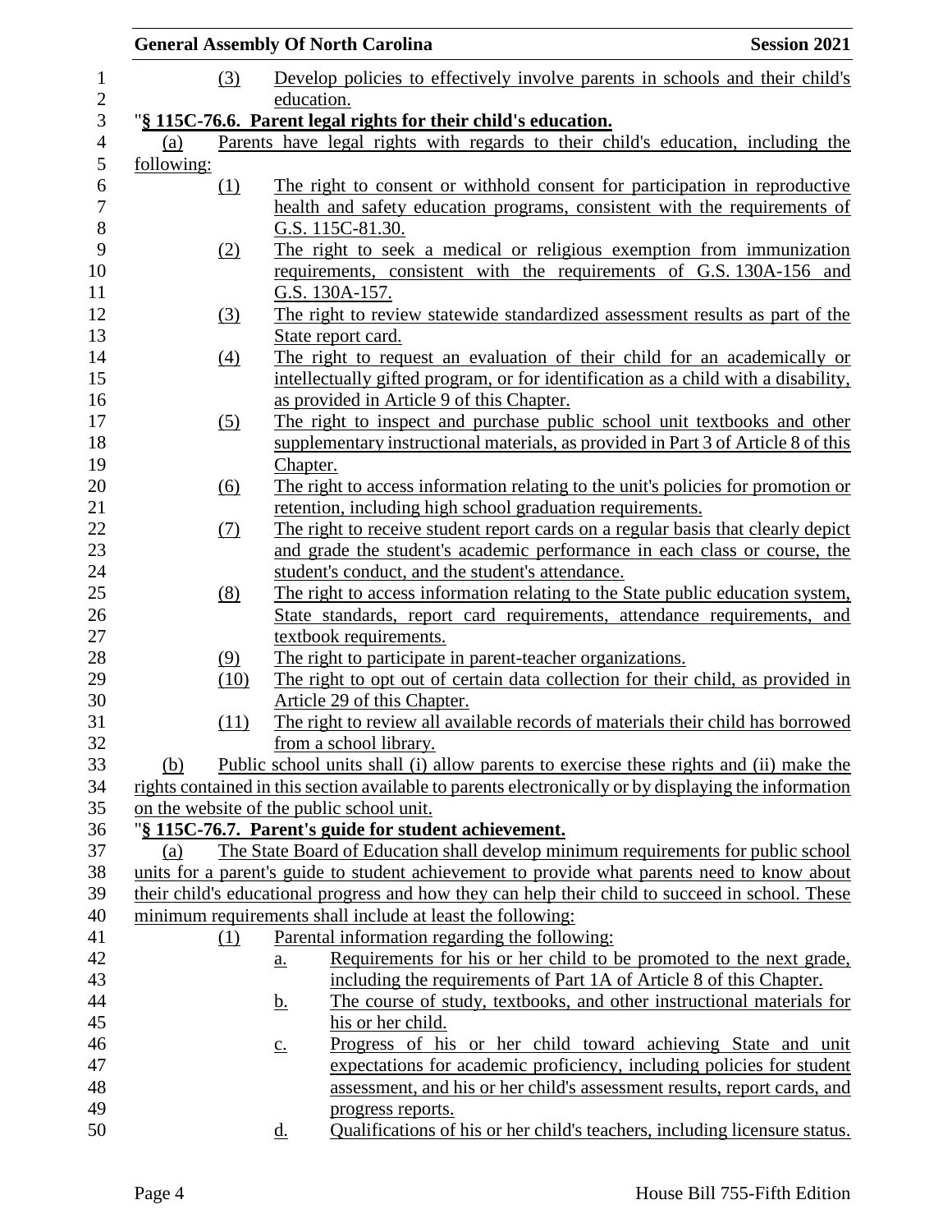(3) Develop policies to effectively involve parents in schools and their child's education.

"**§ 115C-76.6. Parent legal rights for their child's education.**

(a) Parents have legal rights with regards to their child's education, including the following:

(1) The right to consent or withhold consent for participation in reproductive health and safety education programs, consistent with the requirements of G.S. 115C-81.30.

(2) The right to seek a medical or religious exemption from immunization requirements, consistent with the requirements of G.S. 130A-156 and G.S. 130A-157.

(3) The right to review statewide standardized assessment results as part of the State report card.

(4) The right to request an evaluation of their child for an academically or intellectually gifted program, or for identification as a child with a disability, as provided in Article 9 of this Chapter.

(5) The right to inspect and purchase public school unit textbooks and other supplementary instructional materials, as provided in Part 3 of Article 8 of this Chapter.

(6) The right to access information relating to the unit's policies for promotion or retention, including high school graduation requirements.

(7) The right to receive student report cards on a regular basis that clearly depict and grade the student's academic performance in each class or course, the student's conduct, and the student's attendance.

(8) The right to access information relating to the State public education system, State standards, report card requirements, attendance requirements, and textbook requirements.

(9) The right to participate in parent-teacher organizations.

(10) The right to opt out of certain data collection for their child, as provided in Article 29 of this Chapter.

(11) The right to review all available records of materials their child has borrowed from a school library.

(b) Public school units shall (i) allow parents to exercise these rights and (ii) make the rights contained in this section available to parents electronically or by displaying the information on the website of the public school unit.

"**§ 115C-76.7. Parent's guide for student achievement.**

(a) The State Board of Education shall develop minimum requirements for public school units for a parent's guide to student achievement to provide what parents need to know about their child's educational progress and how they can help their child to succeed in school. These minimum requirements shall include at least the following:

(1) Parental information regarding the following:

a. Requirements for his or her child to be promoted to the next grade, including the requirements of Part 1A of Article 8 of this Chapter.

b. The course of study, textbooks, and other instructional materials for his or her child.

c. Progress of his or her child toward achieving State and unit expectations for academic proficiency, including policies for student assessment, and his or her child's assessment results, report cards, and progress reports.

d. Qualifications of his or her child's teachers, including licensure status.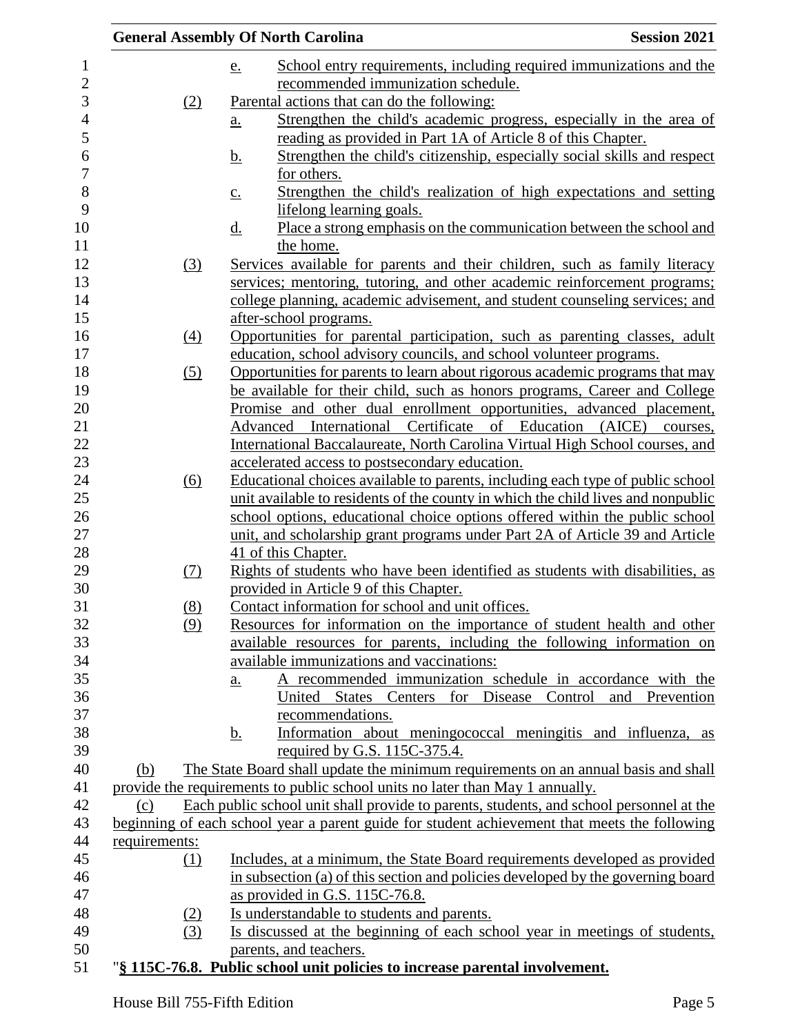e. School entry requirements, including required immunizations and the recommended immunization schedule.

(2) Parental actions that can do the following:

a. Strengthen the child's academic progress, especially in the area of reading as provided in Part 1A of Article 8 of this Chapter.

b. Strengthen the child's citizenship, especially social skills and respect for others.

c. Strengthen the child's realization of high expectations and setting lifelong learning goals.

d. Place a strong emphasis on the communication between the school and the home.

(3) Services available for parents and their children, such as family literacy services; mentoring, tutoring, and other academic reinforcement programs; college planning, academic advisement, and student counseling services; and after-school programs.

(4) Opportunities for parental participation, such as parenting classes, adult education, school advisory councils, and school volunteer programs.

(5) Opportunities for parents to learn about rigorous academic programs that may be available for their child, such as honors programs, Career and College Promise and other dual enrollment opportunities, advanced placement, Advanced International Certificate of Education (AICE) courses, International Baccalaureate, North Carolina Virtual High School courses, and accelerated access to postsecondary education.

(6) Educational choices available to parents, including each type of public school unit available to residents of the county in which the child lives and nonpublic school options, educational choice options offered within the public school unit, and scholarship grant programs under Part 2A of Article 39 and Article 41 of this Chapter.

(7) Rights of students who have been identified as students with disabilities, as provided in Article 9 of this Chapter.

(8) Contact information for school and unit offices.

(9) Resources for information on the importance of student health and other available resources for parents, including the following information on available immunizations and vaccinations:

a. A recommended immunization schedule in accordance with the United States Centers for Disease Control and Prevention recommendations.

b. Information about meningococcal meningitis and influenza, as required by G.S. 115C-375.4.

(b) The State Board shall update the minimum requirements on an annual basis and shall provide the requirements to public school units no later than May 1 annually.

(c) Each public school unit shall provide to parents, students, and school personnel at the beginning of each school year a parent guide for student achievement that meets the following requirements:

(1) Includes, at a minimum, the State Board requirements developed as provided in subsection (a) of this section and policies developed by the governing board as provided in G.S. 115C-76.8.

(2) Is understandable to students and parents.

(3) Is discussed at the beginning of each school year in meetings of students, parents, and teachers.

"**§ 115C-76.8. Public school unit policies to increase parental involvement.**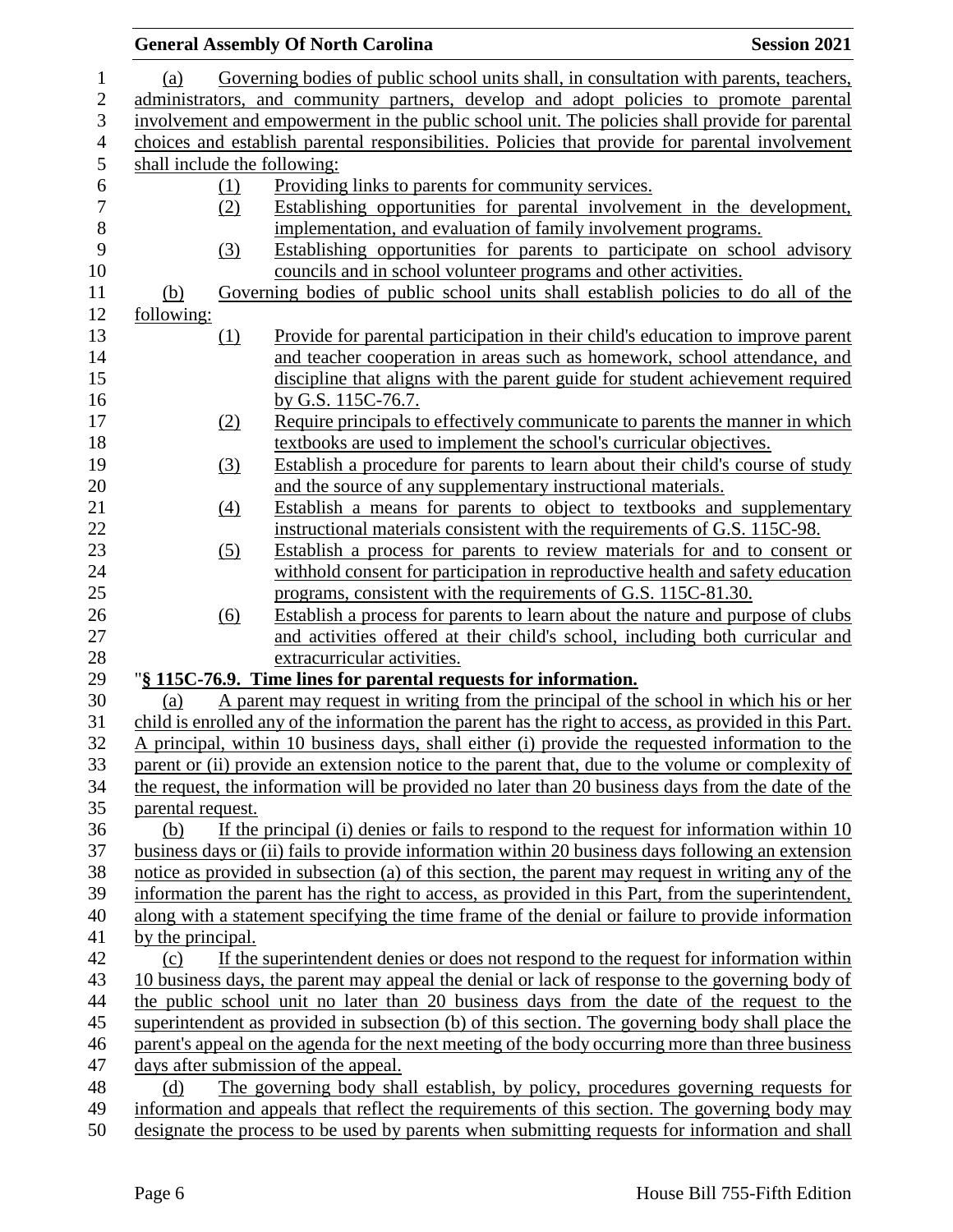(a) Governing bodies of public school units shall, in consultation with parents, teachers, administrators, and community partners, develop and adopt policies to promote parental involvement and empowerment in the public school unit. The policies shall provide for parental choices and establish parental responsibilities. Policies that provide for parental involvement shall include the following:

(1) Providing links to parents for community services.

(2) Establishing opportunities for parental involvement in the development, implementation, and evaluation of family involvement programs.

(3) Establishing opportunities for parents to participate on school advisory councils and in school volunteer programs and other activities.

(b) Governing bodies of public school units shall establish policies to do all of the following:

(1) Provide for parental participation in their child's education to improve parent and teacher cooperation in areas such as homework, school attendance, and discipline that aligns with the parent guide for student achievement required by G.S. 115C-76.7.

(2) Require principals to effectively communicate to parents the manner in which textbooks are used to implement the school's curricular objectives.

(3) Establish a procedure for parents to learn about their child's course of study and the source of any supplementary instructional materials.

(4) Establish a means for parents to object to textbooks and supplementary instructional materials consistent with the requirements of G.S. 115C-98.

(5) Establish a process for parents to review materials for and to consent or withhold consent for participation in reproductive health and safety education programs, consistent with the requirements of G.S. 115C-81.30.

(6) Establish a process for parents to learn about the nature and purpose of clubs and activities offered at their child's school, including both curricular and extracurricular activities.

"**§ 115C-76.9. Time lines for parental requests for information.**

(a) A parent may request in writing from the principal of the school in which his or her child is enrolled any of the information the parent has the right to access, as provided in this Part. A principal, within 10 business days, shall either (i) provide the requested information to the parent or (ii) provide an extension notice to the parent that, due to the volume or complexity of the request, the information will be provided no later than 20 business days from the date of the parental request.

(b) If the principal (i) denies or fails to respond to the request for information within 10 business days or (ii) fails to provide information within 20 business days following an extension notice as provided in subsection (a) of this section, the parent may request in writing any of the information the parent has the right to access, as provided in this Part, from the superintendent, along with a statement specifying the time frame of the denial or failure to provide information by the principal.

(c) If the superintendent denies or does not respond to the request for information within 10 business days, the parent may appeal the denial or lack of response to the governing body of the public school unit no later than 20 business days from the date of the request to the superintendent as provided in subsection (b) of this section. The governing body shall place the parent's appeal on the agenda for the next meeting of the body occurring more than three business days after submission of the appeal.

(d) The governing body shall establish, by policy, procedures governing requests for information and appeals that reflect the requirements of this section. The governing body may designate the process to be used by parents when submitting requests for information and shall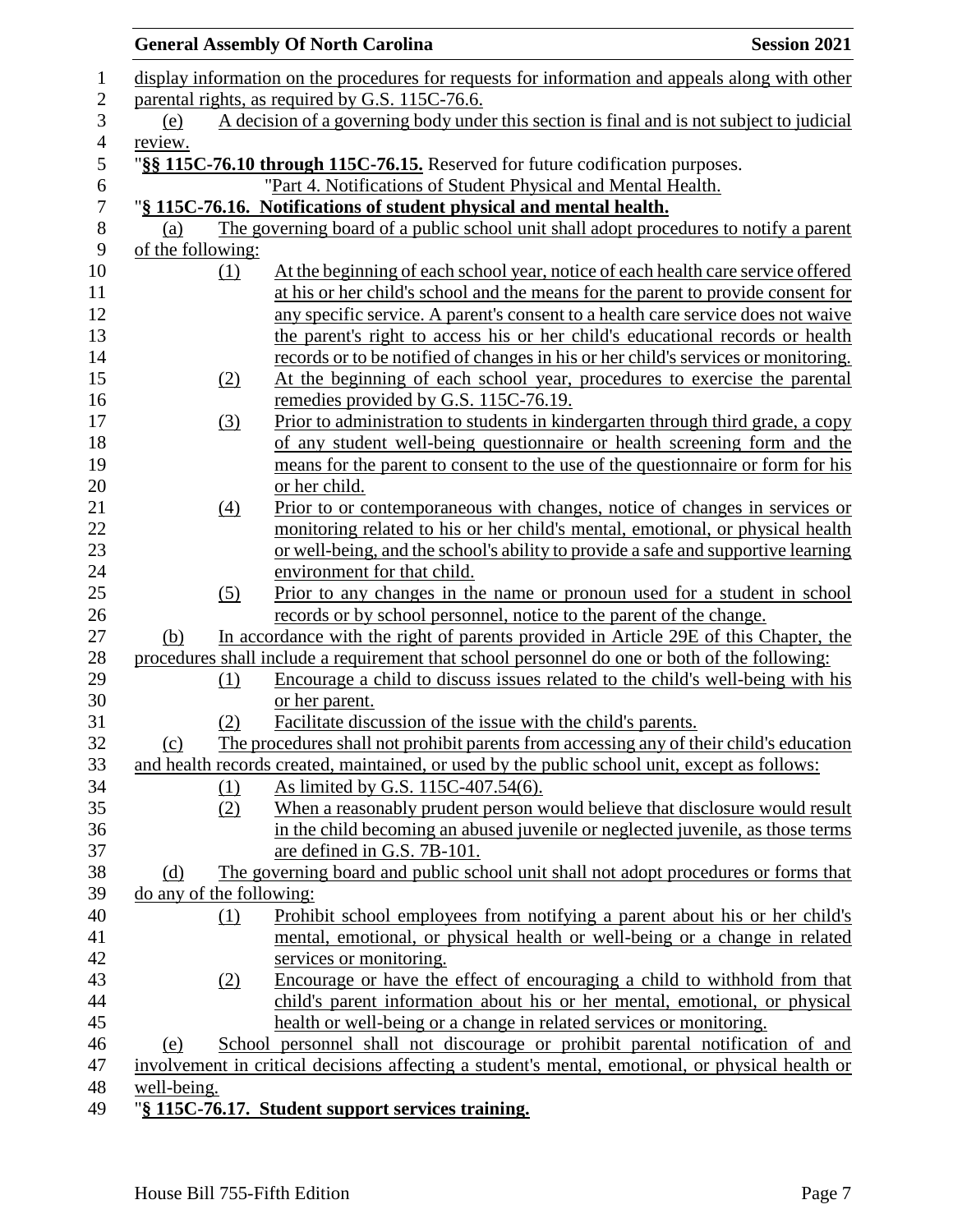display information on the procedures for requests for information and appeals along with other parental rights, as required by G.S. 115C-76.6.

(e) A decision of a governing body under this section is final and is not subject to judicial review.

"**§§ 115C-76.10 through 115C-76.15.** Reserved for future codification purposes.

"Part 4. Notifications of Student Physical and Mental Health.

"**§ 115C-76.16. Notifications of student physical and mental health.**

(a) The governing board of a public school unit shall adopt procedures to notify a parent of the following:

(1) At the beginning of each school year, notice of each health care service offered at his or her child's school and the means for the parent to provide consent for any specific service. A parent's consent to a health care service does not waive the parent's right to access his or her child's educational records or health records or to be notified of changes in his or her child's services or monitoring.

(2) At the beginning of each school year, procedures to exercise the parental remedies provided by G.S. 115C-76.19.

(3) Prior to administration to students in kindergarten through third grade, a copy of any student well-being questionnaire or health screening form and the means for the parent to consent to the use of the questionnaire or form for his or her child.

(4) Prior to or contemporaneous with changes, notice of changes in services or monitoring related to his or her child's mental, emotional, or physical health or well-being, and the school's ability to provide a safe and supportive learning environment for that child.

(5) Prior to any changes in the name or pronoun used for a student in school records or by school personnel, notice to the parent of the change.

(b) In accordance with the right of parents provided in Article 29E of this Chapter, the procedures shall include a requirement that school personnel do one or both of the following:

(1) Encourage a child to discuss issues related to the child's well-being with his or her parent.

(2) Facilitate discussion of the issue with the child's parents.

(c) The procedures shall not prohibit parents from accessing any of their child's education and health records created, maintained, or used by the public school unit, except as follows:

(1) As limited by G.S. 115C-407.54(6).

(2) When a reasonably prudent person would believe that disclosure would result in the child becoming an abused juvenile or neglected juvenile, as those terms are defined in G.S. 7B-101.

(d) The governing board and public school unit shall not adopt procedures or forms that do any of the following:

(1) Prohibit school employees from notifying a parent about his or her child's mental, emotional, or physical health or well-being or a change in related services or monitoring.

(2) Encourage or have the effect of encouraging a child to withhold from that child's parent information about his or her mental, emotional, or physical health or well-being or a change in related services or monitoring.

(e) School personnel shall not discourage or prohibit parental notification of and involvement in critical decisions affecting a student's mental, emotional, or physical health or well-being.

"**§ 115C-76.17. Student support services training.**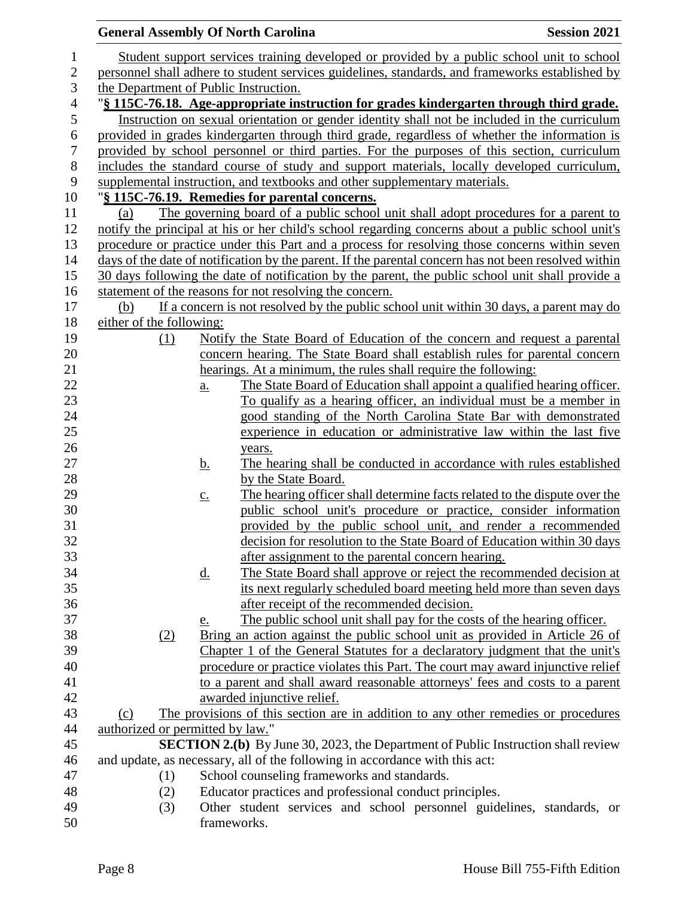Student support services training developed or provided by a public school unit to school personnel shall adhere to student services guidelines, standards, and frameworks established by the Department of Public Instruction.

"**§ 115C-76.18. Age-appropriate instruction for grades kindergarten through third grade.**

Instruction on sexual orientation or gender identity shall not be included in the curriculum provided in grades kindergarten through third grade, regardless of whether the information is provided by school personnel or third parties. For the purposes of this section, curriculum includes the standard course of study and support materials, locally developed curriculum, supplemental instruction, and textbooks and other supplementary materials.

"**§ 115C-76.19. Remedies for parental concerns.**

(a) The governing board of a public school unit shall adopt procedures for a parent to notify the principal at his or her child's school regarding concerns about a public school unit's procedure or practice under this Part and a process for resolving those concerns within seven days of the date of notification by the parent. If the parental concern has not been resolved within 30 days following the date of notification by the parent, the public school unit shall provide a statement of the reasons for not resolving the concern.

(b) If a concern is not resolved by the public school unit within 30 days, a parent may do either of the following:

(1) Notify the State Board of Education of the concern and request a parental concern hearing. The State Board shall establish rules for parental concern hearings. At a minimum, the rules shall require the following:

a. The State Board of Education shall appoint a qualified hearing officer. To qualify as a hearing officer, an individual must be a member in good standing of the North Carolina State Bar with demonstrated experience in education or administrative law within the last five years.

b. The hearing shall be conducted in accordance with rules established by the State Board.

c. The hearing officer shall determine facts related to the dispute over the public school unit's procedure or practice, consider information provided by the public school unit, and render a recommended decision for resolution to the State Board of Education within 30 days after assignment to the parental concern hearing.

d. The State Board shall approve or reject the recommended decision at its next regularly scheduled board meeting held more than seven days after receipt of the recommended decision.

e. The public school unit shall pay for the costs of the hearing officer.

(2) Bring an action against the public school unit as provided in Article 26 of Chapter 1 of the General Statutes for a declaratory judgment that the unit's procedure or practice violates this Part. The court may award injunctive relief to a parent and shall award reasonable attorneys' fees and costs to a parent awarded injunctive relief.

(c) The provisions of this section are in addition to any other remedies or procedures authorized or permitted by law."

**SECTION 2.(b)** By June 30, 2023, the Department of Public Instruction shall review and update, as necessary, all of the following in accordance with this act:

(1) School counseling frameworks and standards.

(2) Educator practices and professional conduct principles.

(3) Other student services and school personnel guidelines, standards, or frameworks.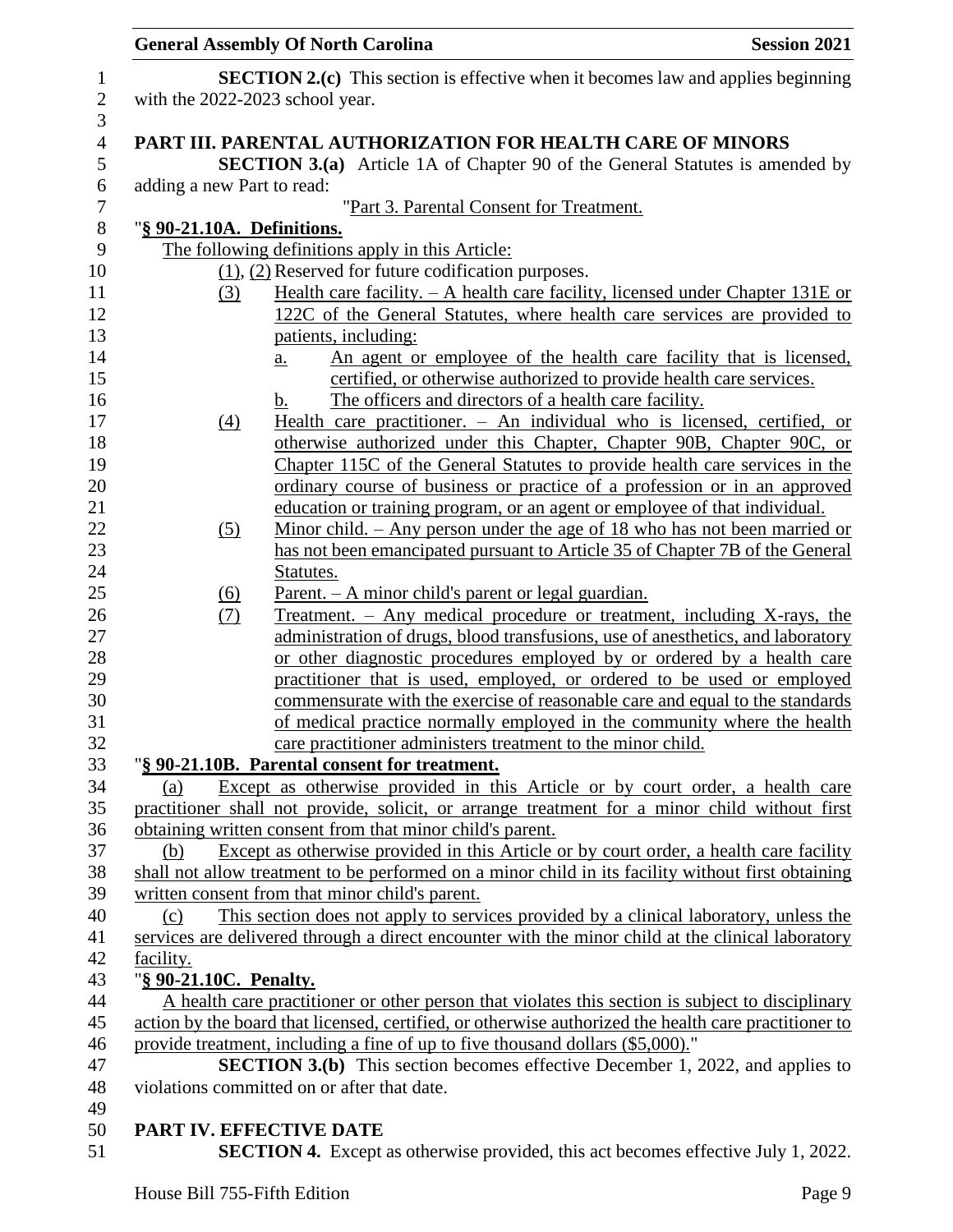**SECTION 2.(c)** This section is effective when it becomes law and applies beginning with the 2022-2023 school year.

**PART III. PARENTAL AUTHORIZATION FOR HEALTH CARE OF MINORS**

**SECTION 3.(a)** Article 1A of Chapter 90 of the General Statutes is amended by adding a new Part to read:

"Part 3. Parental Consent for Treatment.

"**§ 90-21.10A. Definitions.**

The following definitions apply in this Article:

(1), (2) Reserved for future codification purposes.

(3) Health care facility. – A health care facility, licensed under Chapter 131E or 122C of the General Statutes, where health care services are provided to patients, including:

a. An agent or employee of the health care facility that is licensed, certified, or otherwise authorized to provide health care services.

b. The officers and directors of a health care facility.

(4) Health care practitioner. – An individual who is licensed, certified, or otherwise authorized under this Chapter, Chapter 90B, Chapter 90C, or Chapter 115C of the General Statutes to provide health care services in the ordinary course of business or practice of a profession or in an approved education or training program, or an agent or employee of that individual.

(5) Minor child. – Any person under the age of 18 who has not been married or has not been emancipated pursuant to Article 35 of Chapter 7B of the General Statutes.

(6) Parent. – A minor child's parent or legal guardian.

(7) Treatment. – Any medical procedure or treatment, including X-rays, the administration of drugs, blood transfusions, use of anesthetics, and laboratory or other diagnostic procedures employed by or ordered by a health care practitioner that is used, employed, or ordered to be used or employed commensurate with the exercise of reasonable care and equal to the standards of medical practice normally employed in the community where the health care practitioner administers treatment to the minor child.

"**§ 90-21.10B. Parental consent for treatment.**

(a) Except as otherwise provided in this Article or by court order, a health care practitioner shall not provide, solicit, or arrange treatment for a minor child without first obtaining written consent from that minor child's parent.

(b) Except as otherwise provided in this Article or by court order, a health care facility shall not allow treatment to be performed on a minor child in its facility without first obtaining written consent from that minor child's parent.

(c) This section does not apply to services provided by a clinical laboratory, unless the services are delivered through a direct encounter with the minor child at the clinical laboratory facility.

"**§ 90-21.10C. Penalty.**

A health care practitioner or other person that violates this section is subject to disciplinary action by the board that licensed, certified, or otherwise authorized the health care practitioner to provide treatment, including a fine of up to five thousand dollars ($5,000)."

**SECTION 3.(b)** This section becomes effective December 1, 2022, and applies to violations committed on or after that date.

**PART IV. EFFECTIVE DATE**

**SECTION 4.** Except as otherwise provided, this act becomes effective July 1, 2022.